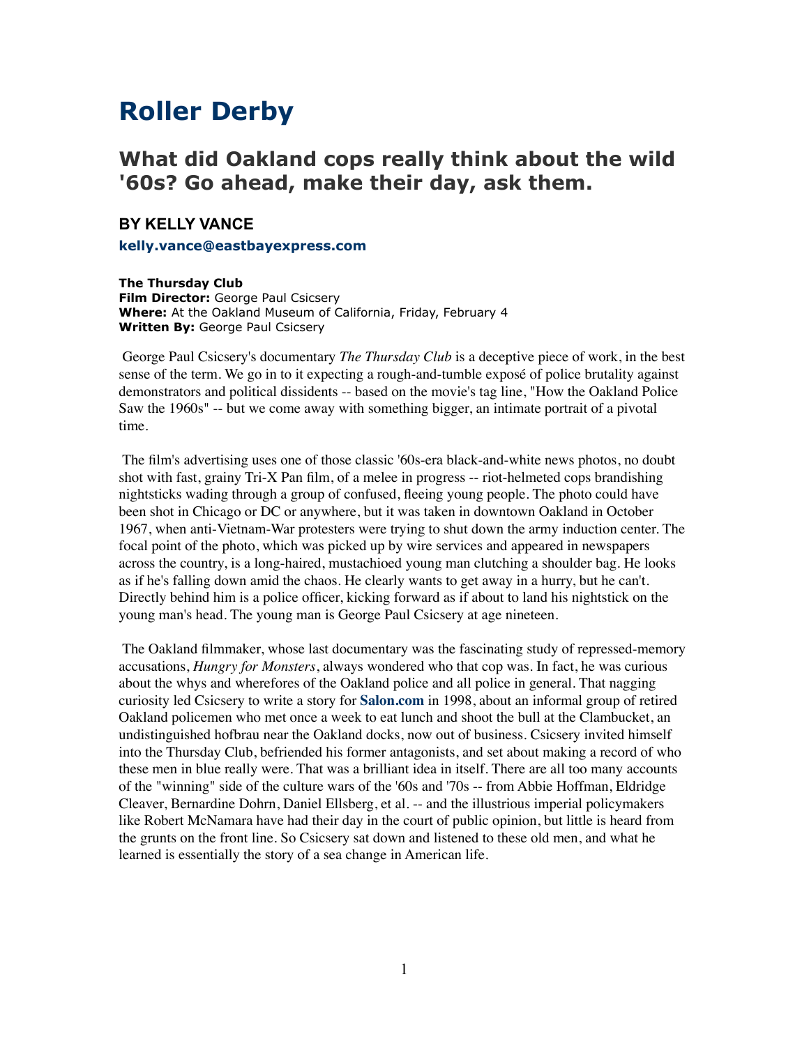# Roller Derby

## What did Oakland cops really think about the wild '60s? Go ahead, make their day, ask them.

### BY KELLY VANCE

**kelly.vance@eastbayexpress.com**

**The Thursday Club**
**Film Director:** George Paul Csicsery
**Where:** At the Oakland Museum of California, Friday, February 4
**Written By:** George Paul Csicsery

George Paul Csicsery's documentary *The Thursday Club* is a deceptive piece of work, in the best sense of the term. We go in to it expecting a rough-and-tumble exposé of police brutality against demonstrators and political dissidents -- based on the movie's tag line, "How the Oakland Police Saw the 1960s" -- but we come away with something bigger, an intimate portrait of a pivotal time.

The film's advertising uses one of those classic '60s-era black-and-white news photos, no doubt shot with fast, grainy Tri-X Pan film, of a melee in progress -- riot-helmeted cops brandishing nightsticks wading through a group of confused, fleeing young people. The photo could have been shot in Chicago or DC or anywhere, but it was taken in downtown Oakland in October 1967, when anti-Vietnam-War protesters were trying to shut down the army induction center. The focal point of the photo, which was picked up by wire services and appeared in newspapers across the country, is a long-haired, mustachioed young man clutching a shoulder bag. He looks as if he's falling down amid the chaos. He clearly wants to get away in a hurry, but he can't. Directly behind him is a police officer, kicking forward as if about to land his nightstick on the young man's head. The young man is George Paul Csicsery at age nineteen.

The Oakland filmmaker, whose last documentary was the fascinating study of repressed-memory accusations, *Hungry for Monsters*, always wondered who that cop was. In fact, he was curious about the whys and wherefores of the Oakland police and all police in general. That nagging curiosity led Csicsery to write a story for **Salon.com** in 1998, about an informal group of retired Oakland policemen who met once a week to eat lunch and shoot the bull at the Clambucket, an undistinguished hofbrau near the Oakland docks, now out of business. Csicsery invited himself into the Thursday Club, befriended his former antagonists, and set about making a record of who these men in blue really were. That was a brilliant idea in itself. There are all too many accounts of the "winning" side of the culture wars of the '60s and '70s -- from Abbie Hoffman, Eldridge Cleaver, Bernardine Dohrn, Daniel Ellsberg, et al. -- and the illustrious imperial policymakers like Robert McNamara have had their day in the court of public opinion, but little is heard from the grunts on the front line. So Csicsery sat down and listened to these old men, and what he learned is essentially the story of a sea change in American life.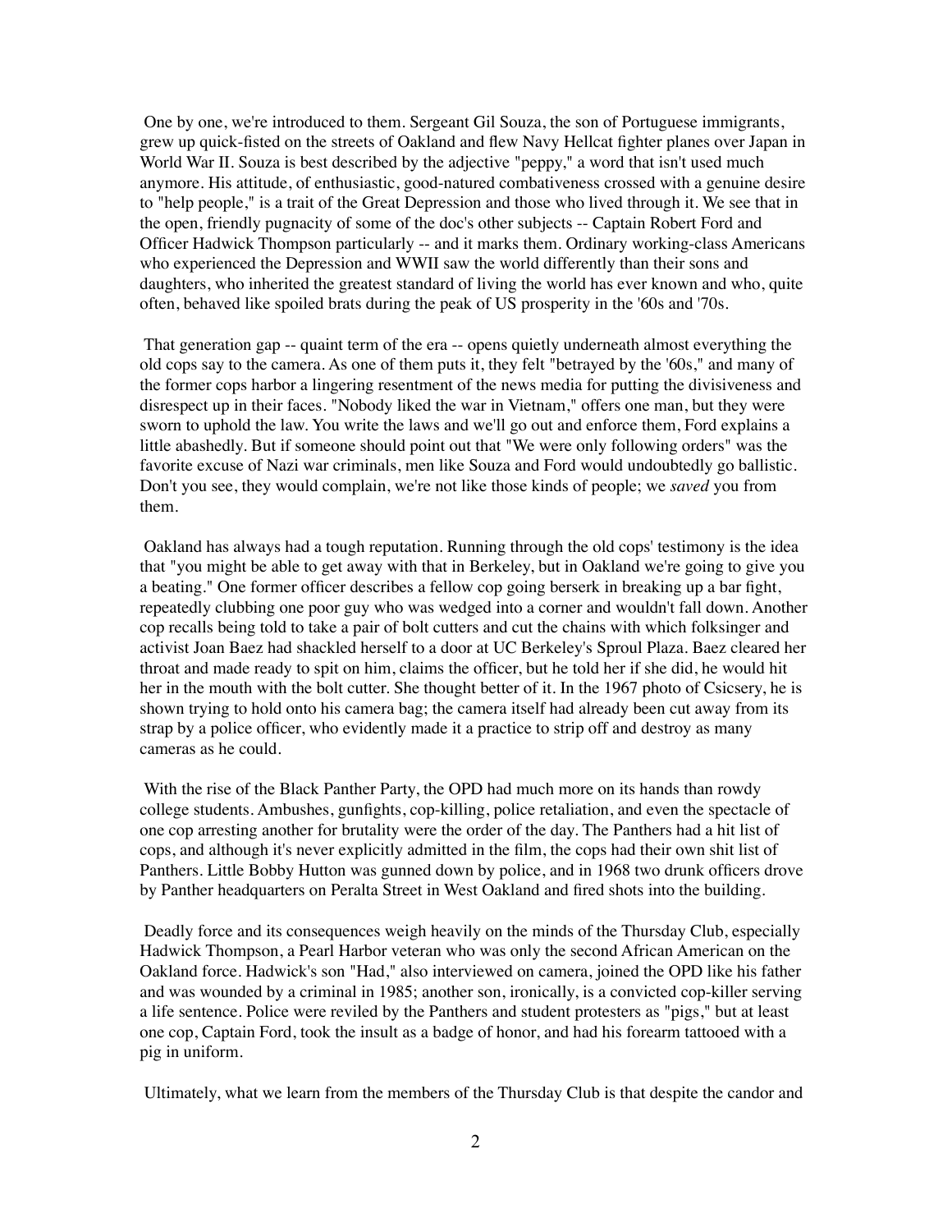One by one, we're introduced to them. Sergeant Gil Souza, the son of Portuguese immigrants, grew up quick-fisted on the streets of Oakland and flew Navy Hellcat fighter planes over Japan in World War II. Souza is best described by the adjective "peppy," a word that isn't used much anymore. His attitude, of enthusiastic, good-natured combativeness crossed with a genuine desire to "help people," is a trait of the Great Depression and those who lived through it. We see that in the open, friendly pugnacity of some of the doc's other subjects -- Captain Robert Ford and Officer Hadwick Thompson particularly -- and it marks them. Ordinary working-class Americans who experienced the Depression and WWII saw the world differently than their sons and daughters, who inherited the greatest standard of living the world has ever known and who, quite often, behaved like spoiled brats during the peak of US prosperity in the '60s and '70s.

That generation gap -- quaint term of the era -- opens quietly underneath almost everything the old cops say to the camera. As one of them puts it, they felt "betrayed by the '60s," and many of the former cops harbor a lingering resentment of the news media for putting the divisiveness and disrespect up in their faces. "Nobody liked the war in Vietnam," offers one man, but they were sworn to uphold the law. You write the laws and we'll go out and enforce them, Ford explains a little abashedly. But if someone should point out that "We were only following orders" was the favorite excuse of Nazi war criminals, men like Souza and Ford would undoubtedly go ballistic. Don't you see, they would complain, we're not like those kinds of people; we *saved* you from them.

Oakland has always had a tough reputation. Running through the old cops' testimony is the idea that "you might be able to get away with that in Berkeley, but in Oakland we're going to give you a beating." One former officer describes a fellow cop going berserk in breaking up a bar fight, repeatedly clubbing one poor guy who was wedged into a corner and wouldn't fall down. Another cop recalls being told to take a pair of bolt cutters and cut the chains with which folksinger and activist Joan Baez had shackled herself to a door at UC Berkeley's Sproul Plaza. Baez cleared her throat and made ready to spit on him, claims the officer, but he told her if she did, he would hit her in the mouth with the bolt cutter. She thought better of it. In the 1967 photo of Csicsery, he is shown trying to hold onto his camera bag; the camera itself had already been cut away from its strap by a police officer, who evidently made it a practice to strip off and destroy as many cameras as he could.

With the rise of the Black Panther Party, the OPD had much more on its hands than rowdy college students. Ambushes, gunfights, cop-killing, police retaliation, and even the spectacle of one cop arresting another for brutality were the order of the day. The Panthers had a hit list of cops, and although it's never explicitly admitted in the film, the cops had their own shit list of Panthers. Little Bobby Hutton was gunned down by police, and in 1968 two drunk officers drove by Panther headquarters on Peralta Street in West Oakland and fired shots into the building.

Deadly force and its consequences weigh heavily on the minds of the Thursday Club, especially Hadwick Thompson, a Pearl Harbor veteran who was only the second African American on the Oakland force. Hadwick's son "Had," also interviewed on camera, joined the OPD like his father and was wounded by a criminal in 1985; another son, ironically, is a convicted cop-killer serving a life sentence. Police were reviled by the Panthers and student protesters as "pigs," but at least one cop, Captain Ford, took the insult as a badge of honor, and had his forearm tattooed with a pig in uniform.

Ultimately, what we learn from the members of the Thursday Club is that despite the candor and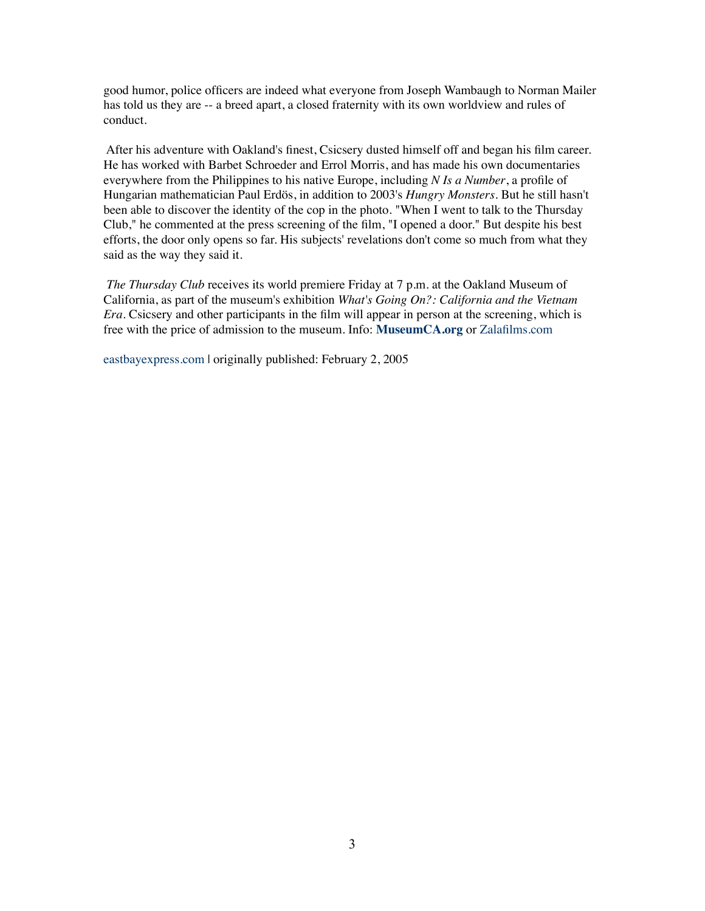good humor, police officers are indeed what everyone from Joseph Wambaugh to Norman Mailer has told us they are -- a breed apart, a closed fraternity with its own worldview and rules of conduct.

After his adventure with Oakland's finest, Csicsery dusted himself off and began his film career. He has worked with Barbet Schroeder and Errol Morris, and has made his own documentaries everywhere from the Philippines to his native Europe, including *N Is a Number*, a profile of Hungarian mathematician Paul Erdös, in addition to 2003's *Hungry Monsters*. But he still hasn't been able to discover the identity of the cop in the photo. "When I went to talk to the Thursday Club," he commented at the press screening of the film, "I opened a door." But despite his best efforts, the door only opens so far. His subjects' revelations don't come so much from what they said as the way they said it.

*The Thursday Club* receives its world premiere Friday at 7 p.m. at the Oakland Museum of California, as part of the museum's exhibition *What's Going On?: California and the Vietnam Era*. Csicsery and other participants in the film will appear in person at the screening, which is free with the price of admission to the museum. Info: **MuseumCA.org** or Zalafilms.com

eastbayexpress.com | originally published: February 2, 2005